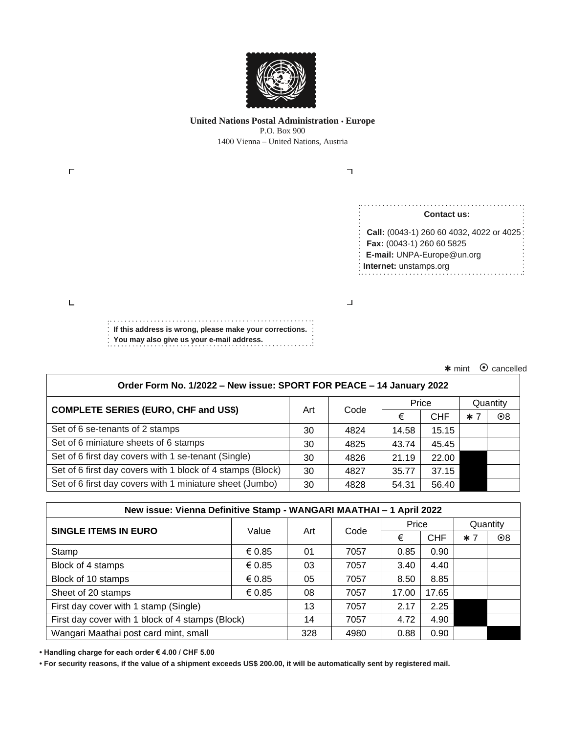**United Nations Postal Administration • Europe**
P.O. Box 900
1400 Vienna – United Nations, Austria

**Contact us:**

**Call:** (0043-1) 260 60 4032, 4022 or 4025
**Fax:** (0043-1) 260 60 5825
**E-mail:** UNPA-Europe@un.org
**Internet:** unstamps.org

**If this address is wrong, please make your corrections.**
**You may also give us your e-mail address.**

✱ mint ⊙ cancelled

| Order Form No. 1/2022 – New issue: SPORT FOR PEACE – 14 January 2022 | | | | | | |
|---|---|---|---|---|---|---|
| **COMPLETE SERIES (EURO, CHF and US$)** | Art | Code | Price | | Quantity | |
| | | | € | CHF | ✱ 7 | ⊙8 |
| Set of 6 se-tenants of 2 stamps | 30 | 4824 | 14.58 | 15.15 | | |
| Set of 6 miniature sheets of 6 stamps | 30 | 4825 | 43.74 | 45.45 | | |
| Set of 6 first day covers with 1 se-tenant (Single) | 30 | 4826 | 21.19 | 22.00 | | |
| Set of 6 first day covers with 1 block of 4 stamps (Block) | 30 | 4827 | 35.77 | 37.15 | | |
| Set of 6 first day covers with 1 miniature sheet (Jumbo) | 30 | 4828 | 54.31 | 56.40 | | |

| New issue: Vienna Definitive Stamp - WANGARI MAATHAI – 1 April 2022 | | | | | | | |
|---|---|---|---|---|---|---|---|
| **SINGLE ITEMS IN EURO** | Value | Art | Code | Price | | Quantity | |
| | | | | € | CHF | ✱ 7 | ⊙8 |
| Stamp | € 0.85 | 01 | 7057 | 0.85 | 0.90 | | |
| Block of 4 stamps | € 0.85 | 03 | 7057 | 3.40 | 4.40 | | |
| Block of 10 stamps | € 0.85 | 05 | 7057 | 8.50 | 8.85 | | |
| Sheet of 20 stamps | € 0.85 | 08 | 7057 | 17.00 | 17.65 | | |
| First day cover with 1 stamp (Single) | | 13 | 7057 | 2.17 | 2.25 | | |
| First day cover with 1 block of 4 stamps (Block) | | 14 | 7057 | 4.72 | 4.90 | | |
| Wangari Maathai post card mint, small | | 328 | 4980 | 0.88 | 0.90 | | |

- **Handling charge for each order € 4.00 / CHF 5.00**
- **For security reasons, if the value of a shipment exceeds US$ 200.00, it will be automatically sent by registered mail.**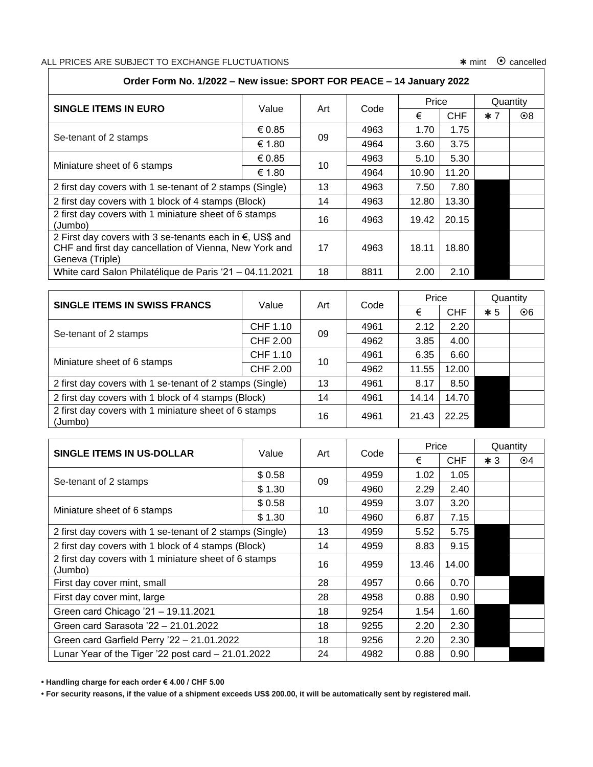ALL PRICES ARE SUBJECT TO EXCHANGE FLUCTUATIONS ✱ mint ⊙ cancelled

**Order Form No. 1/2022 – New issue: SPORT FOR PEACE – 14 January 2022**

| SINGLE ITEMS IN EURO | Value | Art | Code | Price | | Quantity | |
|---|---|---|---|---|---|---|---|
| | | | | € | CHF | ✱ 7 | ⊙8 |
| Se-tenant of 2 stamps | € 0.85 | 09 | 4963 | 1.70 | 1.75 | | |
| | € 1.80 | | 4964 | 3.60 | 3.75 | | |
| Miniature sheet of 6 stamps | € 0.85 | 10 | 4963 | 5.10 | 5.30 | | |
| | € 1.80 | | 4964 | 10.90 | 11.20 | | |
| 2 first day covers with 1 se-tenant of 2 stamps (Single) | | 13 | 4963 | 7.50 | 7.80 | | |
| 2 first day covers with 1 block of 4 stamps (Block) | | 14 | 4963 | 12.80 | 13.30 | | |
| 2 first day covers with 1 miniature sheet of 6 stamps (Jumbo) | | 16 | 4963 | 19.42 | 20.15 | | |
| 2 First day covers with 3 se-tenants each in €, US$ and CHF and first day cancellation of Vienna, New York and Geneva (Triple) | | 17 | 4963 | 18.11 | 18.80 | | |
| White card Salon Philatélique de Paris '21 – 04.11.2021 | | 18 | 8811 | 2.00 | 2.10 | | |

| SINGLE ITEMS IN SWISS FRANCS | Value | Art | Code | Price | | Quantity | |
|---|---|---|---|---|---|---|---|
| | | | | € | CHF | ✱ 5 | ⊙6 |
| Se-tenant of 2 stamps | CHF 1.10 | 09 | 4961 | 2.12 | 2.20 | | |
| | CHF 2.00 | | 4962 | 3.85 | 4.00 | | |
| Miniature sheet of 6 stamps | CHF 1.10 | 10 | 4961 | 6.35 | 6.60 | | |
| | CHF 2.00 | | 4962 | 11.55 | 12.00 | | |
| 2 first day covers with 1 se-tenant of 2 stamps (Single) | | 13 | 4961 | 8.17 | 8.50 | | |
| 2 first day covers with 1 block of 4 stamps (Block) | | 14 | 4961 | 14.14 | 14.70 | | |
| 2 first day covers with 1 miniature sheet of 6 stamps (Jumbo) | | 16 | 4961 | 21.43 | 22.25 | | |

| SINGLE ITEMS IN US-DOLLAR | Value | Art | Code | Price | | Quantity | |
|---|---|---|---|---|---|---|---|
| | | | | € | CHF | ✱ 3 | ⊙4 |
| Se-tenant of 2 stamps | $ 0.58 | 09 | 4959 | 1.02 | 1.05 | | |
| | $ 1.30 | | 4960 | 2.29 | 2.40 | | |
| Miniature sheet of 6 stamps | $ 0.58 | 10 | 4959 | 3.07 | 3.20 | | |
| | $ 1.30 | | 4960 | 6.87 | 7.15 | | |
| 2 first day covers with 1 se-tenant of 2 stamps (Single) | | 13 | 4959 | 5.52 | 5.75 | | |
| 2 first day covers with 1 block of 4 stamps (Block) | | 14 | 4959 | 8.83 | 9.15 | | |
| 2 first day covers with 1 miniature sheet of 6 stamps (Jumbo) | | 16 | 4959 | 13.46 | 14.00 | | |
| First day cover mint, small | | 28 | 4957 | 0.66 | 0.70 | | |
| First day cover mint, large | | 28 | 4958 | 0.88 | 0.90 | | |
| Green card Chicago '21 – 19.11.2021 | | 18 | 9254 | 1.54 | 1.60 | | |
| Green card Sarasota '22 – 21.01.2022 | | 18 | 9255 | 2.20 | 2.30 | | |
| Green card Garfield Perry '22 – 21.01.2022 | | 18 | 9256 | 2.20 | 2.30 | | |
| Lunar Year of the Tiger '22 post card – 21.01.2022 | | 24 | 4982 | 0.88 | 0.90 | | |

- **Handling charge for each order € 4.00 / CHF 5.00**
- **For security reasons, if the value of a shipment exceeds US$ 200.00, it will be automatically sent by registered mail.**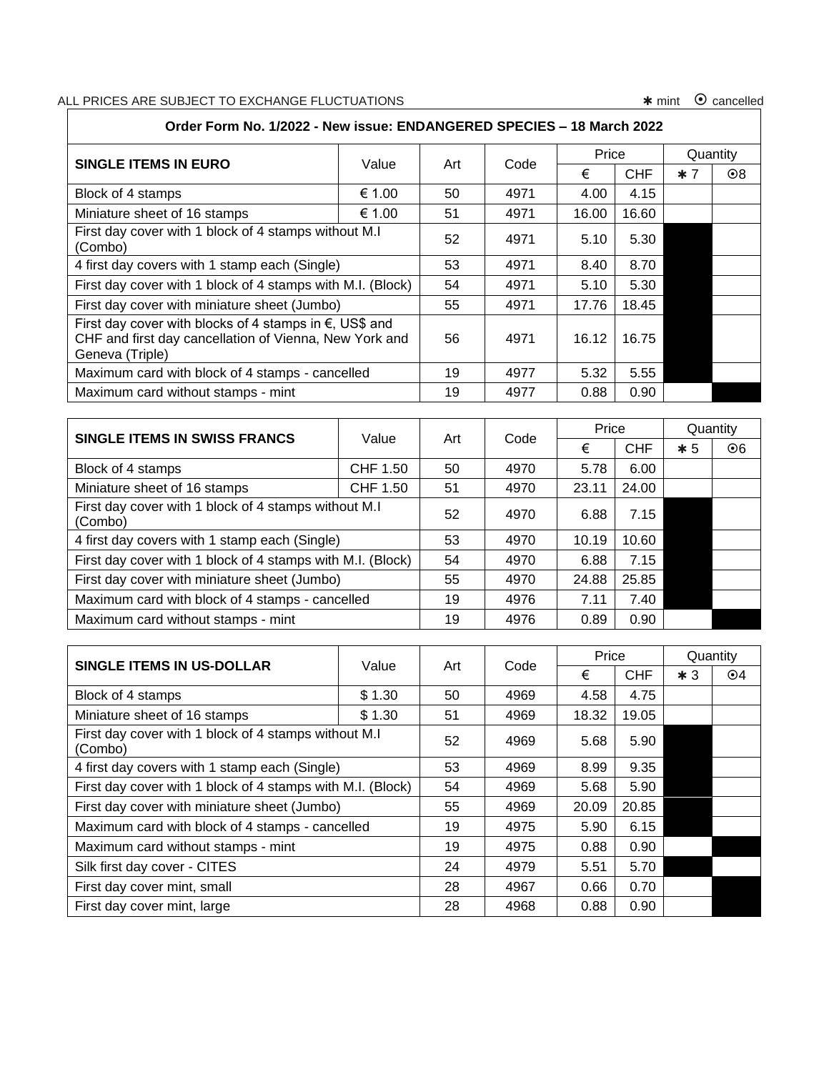ALL PRICES ARE SUBJECT TO EXCHANGE FLUCTUATIONS ✱ mint ⊙ cancelled

**Order Form No. 1/2022 - New issue: ENDANGERED SPECIES – 18 March 2022**

| SINGLE ITEMS IN EURO | Value | Art | Code | Price | | Quantity | |
|---|---|---|---|---|---|---|---|
| | | | | € | CHF | ✱ 7 | ⊙8 |
| Block of 4 stamps | € 1.00 | 50 | 4971 | 4.00 | 4.15 | | |
| Miniature sheet of 16 stamps | € 1.00 | 51 | 4971 | 16.00 | 16.60 | | |
| First day cover with 1 block of 4 stamps without M.I (Combo) | | 52 | 4971 | 5.10 | 5.30 | ■ | |
| 4 first day covers with 1 stamp each (Single) | | 53 | 4971 | 8.40 | 8.70 | ■ | |
| First day cover with 1 block of 4 stamps with M.I. (Block) | | 54 | 4971 | 5.10 | 5.30 | ■ | |
| First day cover with miniature sheet (Jumbo) | | 55 | 4971 | 17.76 | 18.45 | ■ | |
| First day cover with blocks of 4 stamps in €, US$ and CHF and first day cancellation of Vienna, New York and Geneva (Triple) | | 56 | 4971 | 16.12 | 16.75 | ■ | |
| Maximum card with block of 4 stamps - cancelled | | 19 | 4977 | 5.32 | 5.55 | ■ | |
| Maximum card without stamps - mint | | 19 | 4977 | 0.88 | 0.90 | | ■ |

| SINGLE ITEMS IN SWISS FRANCS | Value | Art | Code | Price | | Quantity | |
|---|---|---|---|---|---|---|---|
| | | | | € | CHF | ✱ 5 | ⊙6 |
| Block of 4 stamps | CHF 1.50 | 50 | 4970 | 5.78 | 6.00 | | |
| Miniature sheet of 16 stamps | CHF 1.50 | 51 | 4970 | 23.11 | 24.00 | | |
| First day cover with 1 block of 4 stamps without M.I (Combo) | | 52 | 4970 | 6.88 | 7.15 | ■ | |
| 4 first day covers with 1 stamp each (Single) | | 53 | 4970 | 10.19 | 10.60 | ■ | |
| First day cover with 1 block of 4 stamps with M.I. (Block) | | 54 | 4970 | 6.88 | 7.15 | ■ | |
| First day cover with miniature sheet (Jumbo) | | 55 | 4970 | 24.88 | 25.85 | ■ | |
| Maximum card with block of 4 stamps - cancelled | | 19 | 4976 | 7.11 | 7.40 | ■ | |
| Maximum card without stamps - mint | | 19 | 4976 | 0.89 | 0.90 | | ■ |

| SINGLE ITEMS IN US-DOLLAR | Value | Art | Code | Price | | Quantity | |
|---|---|---|---|---|---|---|---|
| | | | | € | CHF | ✱ 3 | ⊙4 |
| Block of 4 stamps | $ 1.30 | 50 | 4969 | 4.58 | 4.75 | | |
| Miniature sheet of 16 stamps | $ 1.30 | 51 | 4969 | 18.32 | 19.05 | | |
| First day cover with 1 block of 4 stamps without M.I (Combo) | | 52 | 4969 | 5.68 | 5.90 | ■ | |
| 4 first day covers with 1 stamp each (Single) | | 53 | 4969 | 8.99 | 9.35 | ■ | |
| First day cover with 1 block of 4 stamps with M.I. (Block) | | 54 | 4969 | 5.68 | 5.90 | ■ | |
| First day cover with miniature sheet (Jumbo) | | 55 | 4969 | 20.09 | 20.85 | ■ | |
| Maximum card with block of 4 stamps - cancelled | | 19 | 4975 | 5.90 | 6.15 | ■ | |
| Maximum card without stamps - mint | | 19 | 4975 | 0.88 | 0.90 | | ■ |
| Silk first day cover - CITES | | 24 | 4979 | 5.51 | 5.70 | ■ | |
| First day cover mint, small | | 28 | 4967 | 0.66 | 0.70 | | ■ |
| First day cover mint, large | | 28 | 4968 | 0.88 | 0.90 | | ■ |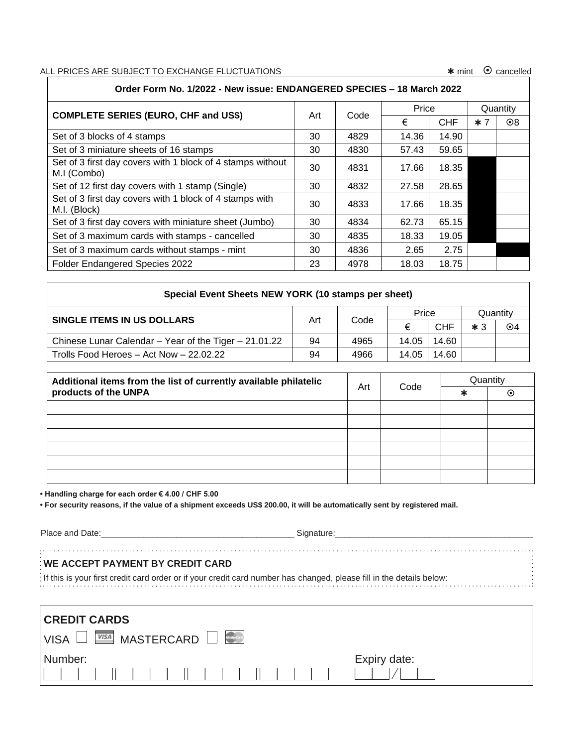ALL PRICES ARE SUBJECT TO EXCHANGE FLUCTUATIONS ✱ mint ⊙ cancelled

| Order Form No. 1/2022 - New issue: ENDANGERED SPECIES – 18 March 2022 | | | | | | |
|---|---|---|---|---|---|---|
| **COMPLETE SERIES (EURO, CHF and US$)** | Art | Code | Price | | Quantity | |
| | | | € | CHF | ✱ 7 | ⊙8 |
| Set of 3 blocks of 4 stamps | 30 | 4829 | 14.36 | 14.90 | | |
| Set of 3 miniature sheets of 16 stamps | 30 | 4830 | 57.43 | 59.65 | | |
| Set of 3 first day covers with 1 block of 4 stamps without M.I (Combo) | 30 | 4831 | 17.66 | 18.35 | | |
| Set of 12 first day covers with 1 stamp (Single) | 30 | 4832 | 27.58 | 28.65 | | |
| Set of 3 first day covers with 1 block of 4 stamps with M.I. (Block) | 30 | 4833 | 17.66 | 18.35 | | |
| Set of 3 first day covers with miniature sheet (Jumbo) | 30 | 4834 | 62.73 | 65.15 | | |
| Set of 3 maximum cards with stamps - cancelled | 30 | 4835 | 18.33 | 19.05 | | |
| Set of 3 maximum cards without stamps - mint | 30 | 4836 | 2.65 | 2.75 | | |
| Folder Endangered Species 2022 | 23 | 4978 | 18.03 | 18.75 | | |

| Special Event Sheets NEW YORK (10 stamps per sheet) | | | | | | |
|---|---|---|---|---|---|---|
| **SINGLE ITEMS IN US DOLLARS** | Art | Code | Price | | Quantity | |
| | | | € | CHF | ✱ 3 | ⊙4 |
| Chinese Lunar Calendar – Year of the Tiger – 21.01.22 | 94 | 4965 | 14.05 | 14.60 | | |
| Trolls Food Heroes – Act Now – 22.02.22 | 94 | 4966 | 14.05 | 14.60 | | |

| **Additional items from the list of currently available philatelic products of the UNPA** | Art | Code | Quantity | |
|---|---|---|---|---|
| | | | ✱ | ⊙ |
| | | | | |
| | | | | |
| | | | | |
| | | | | |
| | | | | |
| | | | | |

- **Handling charge for each order € 4.00 / CHF 5.00**
- **For security reasons, if the value of a shipment exceeds US$ 200.00, it will be automatically sent by registered mail.**

Place and Date:\_\_\_\_\_\_\_\_\_\_\_\_\_\_\_\_\_\_\_\_\_\_\_\_\_\_\_\_\_\_\_\_\_\_\_\_\_\_ Signature:\_\_\_\_\_\_\_\_\_\_\_\_\_\_\_\_\_\_\_\_\_\_\_\_\_\_\_\_\_\_\_\_\_\_\_\_\_\_\_\_

**WE ACCEPT PAYMENT BY CREDIT CARD**

If this is your first credit card order or if your credit card number has changed, please fill in the details below:

**CREDIT CARDS**

VISA ☐ MASTERCARD ☐

Number: Expiry date: /